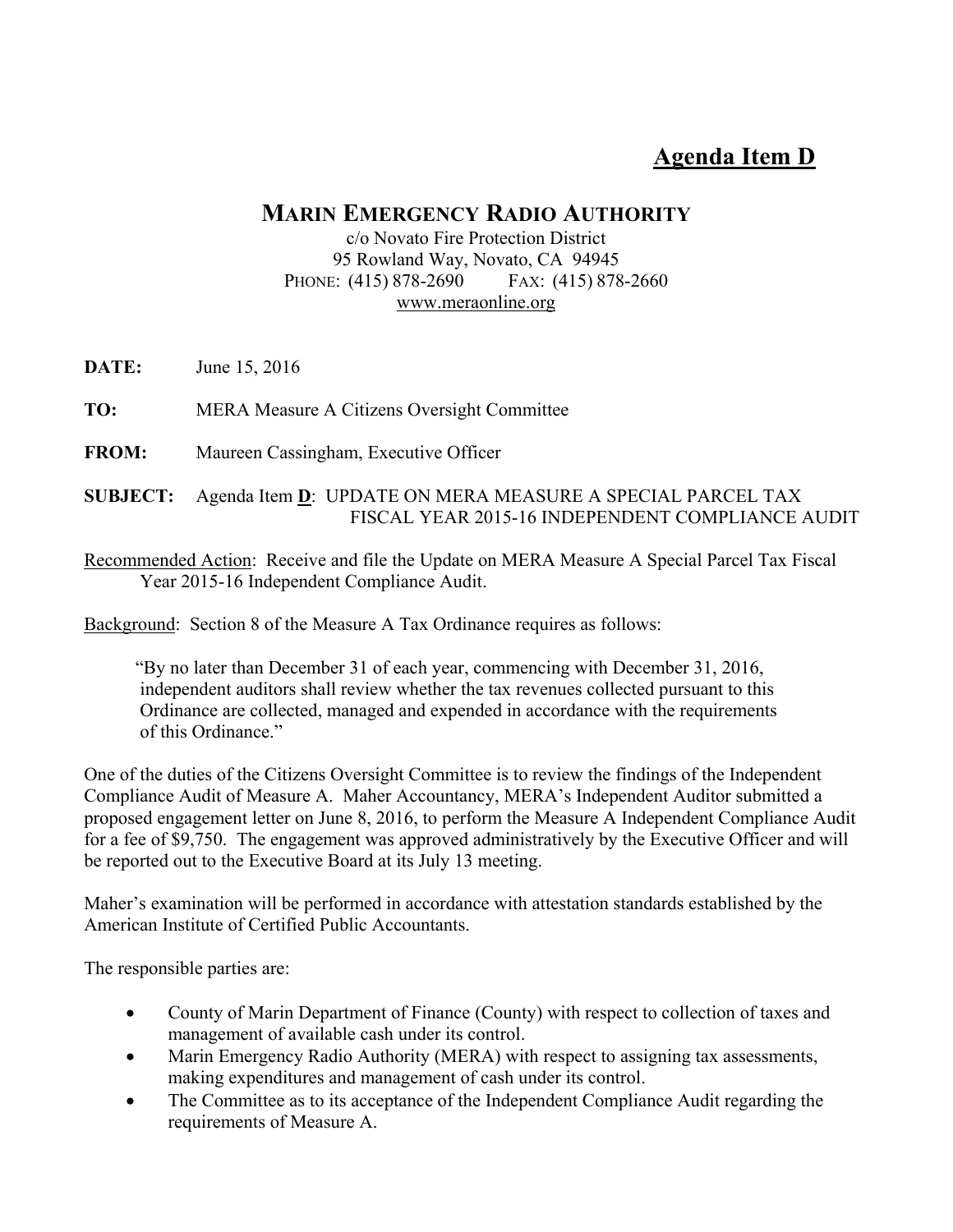# Agenda Item D

## MARIN EMERGENCY RADIO AUTHORITY

c/o Novato Fire Protection District
95 Rowland Way, Novato, CA 94945
PHONE: (415) 878-2690 FAX: (415) 878-2660
www.meraonline.org

**DATE:** June 15, 2016

**TO:** MERA Measure A Citizens Oversight Committee

**FROM:** Maureen Cassingham, Executive Officer

**SUBJECT:** Agenda Item **D**: UPDATE ON MERA MEASURE A SPECIAL PARCEL TAX FISCAL YEAR 2015-16 INDEPENDENT COMPLIANCE AUDIT

Recommended Action: Receive and file the Update on MERA Measure A Special Parcel Tax Fiscal Year 2015-16 Independent Compliance Audit.

Background: Section 8 of the Measure A Tax Ordinance requires as follows:

> "By no later than December 31 of each year, commencing with December 31, 2016, independent auditors shall review whether the tax revenues collected pursuant to this Ordinance are collected, managed and expended in accordance with the requirements of this Ordinance."

One of the duties of the Citizens Oversight Committee is to review the findings of the Independent Compliance Audit of Measure A. Maher Accountancy, MERA's Independent Auditor submitted a proposed engagement letter on June 8, 2016, to perform the Measure A Independent Compliance Audit for a fee of $9,750. The engagement was approved administratively by the Executive Officer and will be reported out to the Executive Board at its July 13 meeting.

Maher's examination will be performed in accordance with attestation standards established by the American Institute of Certified Public Accountants.

The responsible parties are:

- County of Marin Department of Finance (County) with respect to collection of taxes and management of available cash under its control.
- Marin Emergency Radio Authority (MERA) with respect to assigning tax assessments, making expenditures and management of cash under its control.
- The Committee as to its acceptance of the Independent Compliance Audit regarding the requirements of Measure A.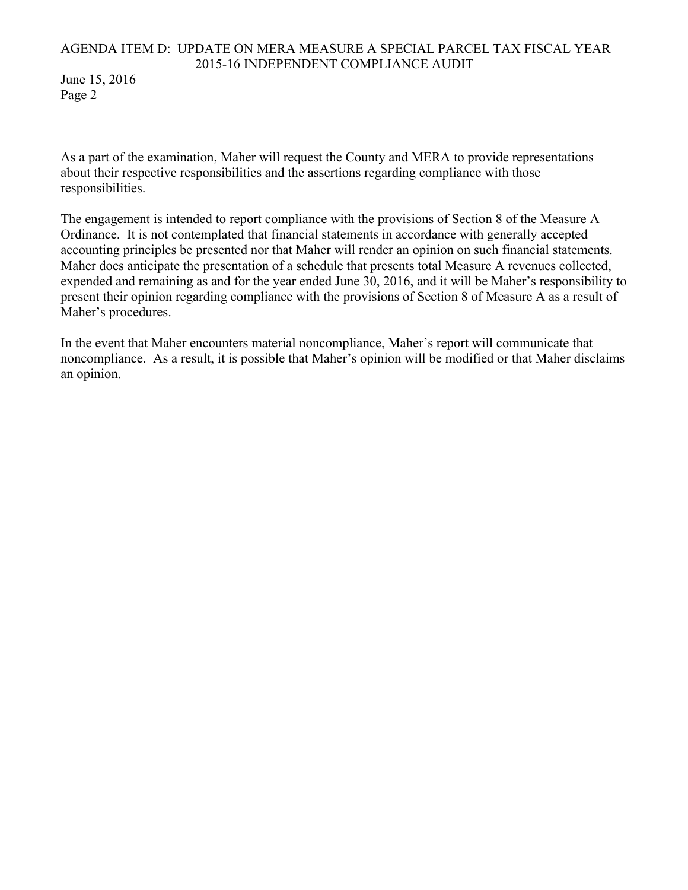As a part of the examination, Maher will request the County and MERA to provide representations about their respective responsibilities and the assertions regarding compliance with those responsibilities.

The engagement is intended to report compliance with the provisions of Section 8 of the Measure A Ordinance. It is not contemplated that financial statements in accordance with generally accepted accounting principles be presented nor that Maher will render an opinion on such financial statements. Maher does anticipate the presentation of a schedule that presents total Measure A revenues collected, expended and remaining as and for the year ended June 30, 2016, and it will be Maher's responsibility to present their opinion regarding compliance with the provisions of Section 8 of Measure A as a result of Maher's procedures.

In the event that Maher encounters material noncompliance, Maher's report will communicate that noncompliance. As a result, it is possible that Maher's opinion will be modified or that Maher disclaims an opinion.